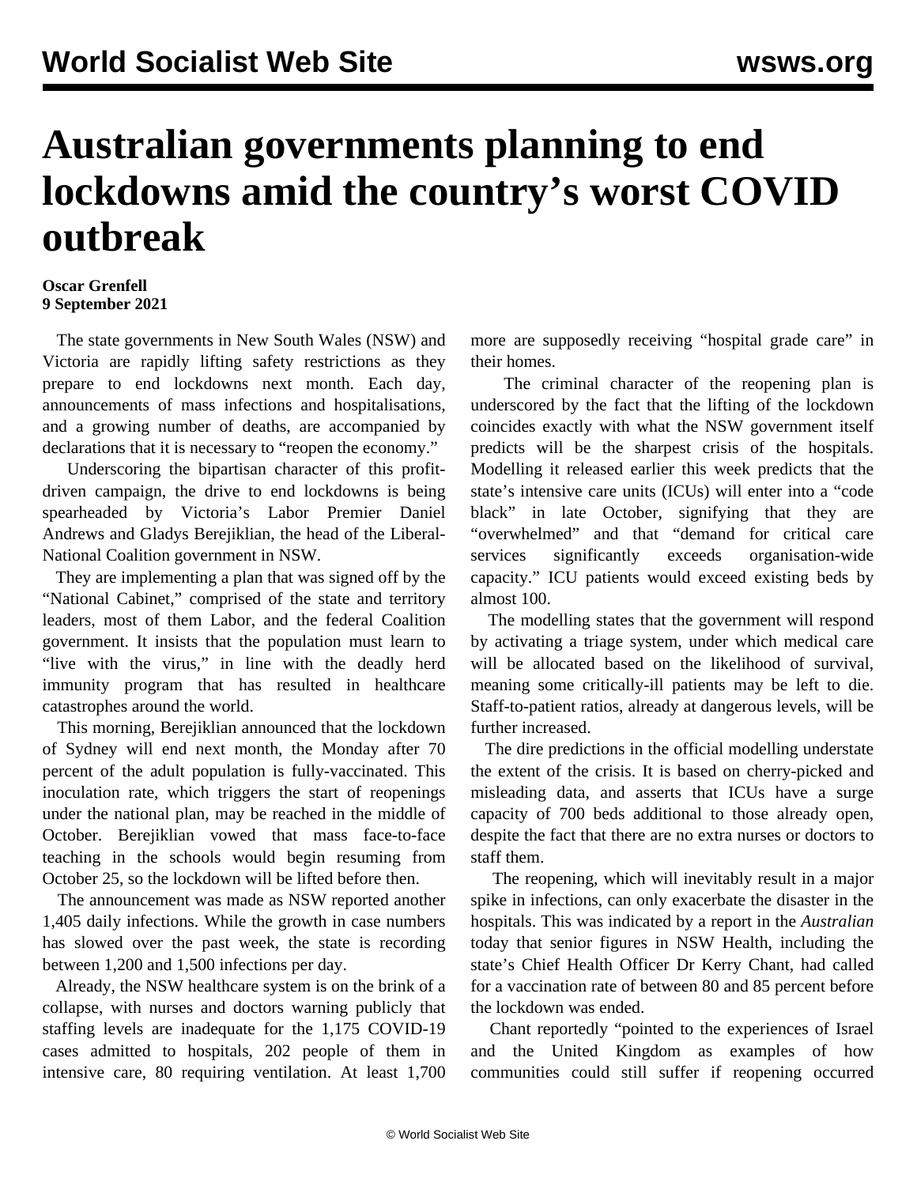# Australian governments planning to end lockdowns amid the country's worst COVID outbreak

**Oscar Grenfell**
**9 September 2021**

The state governments in New South Wales (NSW) and Victoria are rapidly lifting safety restrictions as they prepare to end lockdowns next month. Each day, announcements of mass infections and hospitalisations, and a growing number of deaths, are accompanied by declarations that it is necessary to "reopen the economy."

Underscoring the bipartisan character of this profit-driven campaign, the drive to end lockdowns is being spearheaded by Victoria's Labor Premier Daniel Andrews and Gladys Berejiklian, the head of the Liberal-National Coalition government in NSW.

They are implementing a plan that was signed off by the "National Cabinet," comprised of the state and territory leaders, most of them Labor, and the federal Coalition government. It insists that the population must learn to "live with the virus," in line with the deadly herd immunity program that has resulted in healthcare catastrophes around the world.

This morning, Berejiklian announced that the lockdown of Sydney will end next month, the Monday after 70 percent of the adult population is fully-vaccinated. This inoculation rate, which triggers the start of reopenings under the national plan, may be reached in the middle of October. Berejiklian vowed that mass face-to-face teaching in the schools would begin resuming from October 25, so the lockdown will be lifted before then.

The announcement was made as NSW reported another 1,405 daily infections. While the growth in case numbers has slowed over the past week, the state is recording between 1,200 and 1,500 infections per day.

Already, the NSW healthcare system is on the brink of a collapse, with nurses and doctors warning publicly that staffing levels are inadequate for the 1,175 COVID-19 cases admitted to hospitals, 202 people of them in intensive care, 80 requiring ventilation. At least 1,700 more are supposedly receiving "hospital grade care" in their homes.

The criminal character of the reopening plan is underscored by the fact that the lifting of the lockdown coincides exactly with what the NSW government itself predicts will be the sharpest crisis of the hospitals. Modelling it released earlier this week predicts that the state's intensive care units (ICUs) will enter into a "code black" in late October, signifying that they are "overwhelmed" and that "demand for critical care services significantly exceeds organisation-wide capacity." ICU patients would exceed existing beds by almost 100.

The modelling states that the government will respond by activating a triage system, under which medical care will be allocated based on the likelihood of survival, meaning some critically-ill patients may be left to die. Staff-to-patient ratios, already at dangerous levels, will be further increased.

The dire predictions in the official modelling understate the extent of the crisis. It is based on cherry-picked and misleading data, and asserts that ICUs have a surge capacity of 700 beds additional to those already open, despite the fact that there are no extra nurses or doctors to staff them.

The reopening, which will inevitably result in a major spike in infections, can only exacerbate the disaster in the hospitals. This was indicated by a report in the *Australian* today that senior figures in NSW Health, including the state's Chief Health Officer Dr Kerry Chant, had called for a vaccination rate of between 80 and 85 percent before the lockdown was ended.

Chant reportedly "pointed to the experiences of Israel and the United Kingdom as examples of how communities could still suffer if reopening occurred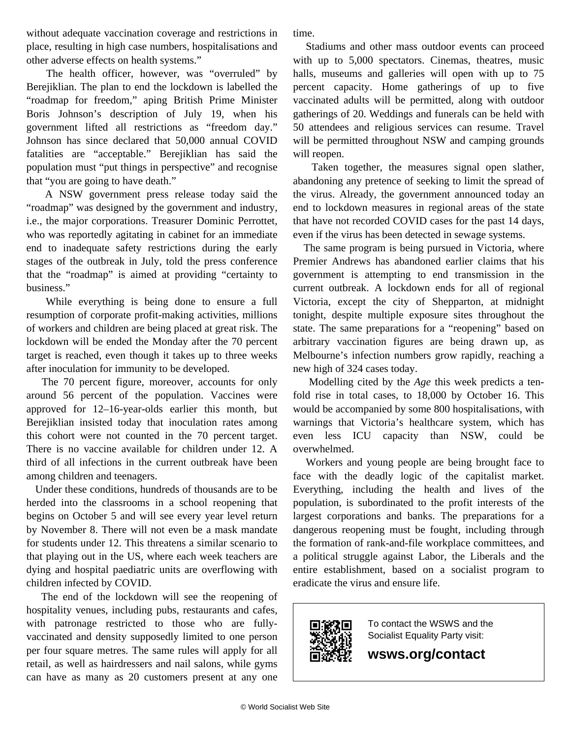without adequate vaccination coverage and restrictions in place, resulting in high case numbers, hospitalisations and other adverse effects on health systems."

The health officer, however, was "overruled" by Berejiklian. The plan to end the lockdown is labelled the "roadmap for freedom," aping British Prime Minister Boris Johnson's description of July 19, when his government lifted all restrictions as "freedom day." Johnson has since declared that 50,000 annual COVID fatalities are "acceptable." Berejiklian has said the population must "put things in perspective" and recognise that "you are going to have death."

A NSW government press release today said the "roadmap" was designed by the government and industry, i.e., the major corporations. Treasurer Dominic Perrottet, who was reportedly agitating in cabinet for an immediate end to inadequate safety restrictions during the early stages of the outbreak in July, told the press conference that the "roadmap" is aimed at providing "certainty to business."

While everything is being done to ensure a full resumption of corporate profit-making activities, millions of workers and children are being placed at great risk. The lockdown will be ended the Monday after the 70 percent target is reached, even though it takes up to three weeks after inoculation for immunity to be developed.

The 70 percent figure, moreover, accounts for only around 56 percent of the population. Vaccines were approved for 12–16-year-olds earlier this month, but Berejiklian insisted today that inoculation rates among this cohort were not counted in the 70 percent target. There is no vaccine available for children under 12. A third of all infections in the current outbreak have been among children and teenagers.

Under these conditions, hundreds of thousands are to be herded into the classrooms in a school reopening that begins on October 5 and will see every year level return by November 8. There will not even be a mask mandate for students under 12. This threatens a similar scenario to that playing out in the US, where each week teachers are dying and hospital paediatric units are overflowing with children infected by COVID.

The end of the lockdown will see the reopening of hospitality venues, including pubs, restaurants and cafes, with patronage restricted to those who are fully-vaccinated and density supposedly limited to one person per four square metres. The same rules will apply for all retail, as well as hairdressers and nail salons, while gyms can have as many as 20 customers present at any one time.

Stadiums and other mass outdoor events can proceed with up to 5,000 spectators. Cinemas, theatres, music halls, museums and galleries will open with up to 75 percent capacity. Home gatherings of up to five vaccinated adults will be permitted, along with outdoor gatherings of 20. Weddings and funerals can be held with 50 attendees and religious services can resume. Travel will be permitted throughout NSW and camping grounds will reopen.

Taken together, the measures signal open slather, abandoning any pretence of seeking to limit the spread of the virus. Already, the government announced today an end to lockdown measures in regional areas of the state that have not recorded COVID cases for the past 14 days, even if the virus has been detected in sewage systems.

The same program is being pursued in Victoria, where Premier Andrews has abandoned earlier claims that his government is attempting to end transmission in the current outbreak. A lockdown ends for all of regional Victoria, except the city of Shepparton, at midnight tonight, despite multiple exposure sites throughout the state. The same preparations for a "reopening" based on arbitrary vaccination figures are being drawn up, as Melbourne's infection numbers grow rapidly, reaching a new high of 324 cases today.

Modelling cited by the *Age* this week predicts a ten-fold rise in total cases, to 18,000 by October 16. This would be accompanied by some 800 hospitalisations, with warnings that Victoria's healthcare system, which has even less ICU capacity than NSW, could be overwhelmed.

Workers and young people are being brought face to face with the deadly logic of the capitalist market. Everything, including the health and lives of the population, is subordinated to the profit interests of the largest corporations and banks. The preparations for a dangerous reopening must be fought, including through the formation of rank-and-file workplace committees, and a political struggle against Labor, the Liberals and the entire establishment, based on a socialist program to eradicate the virus and ensure life.

To contact the WSWS and the Socialist Equality Party visit:

**wsws.org/contact**